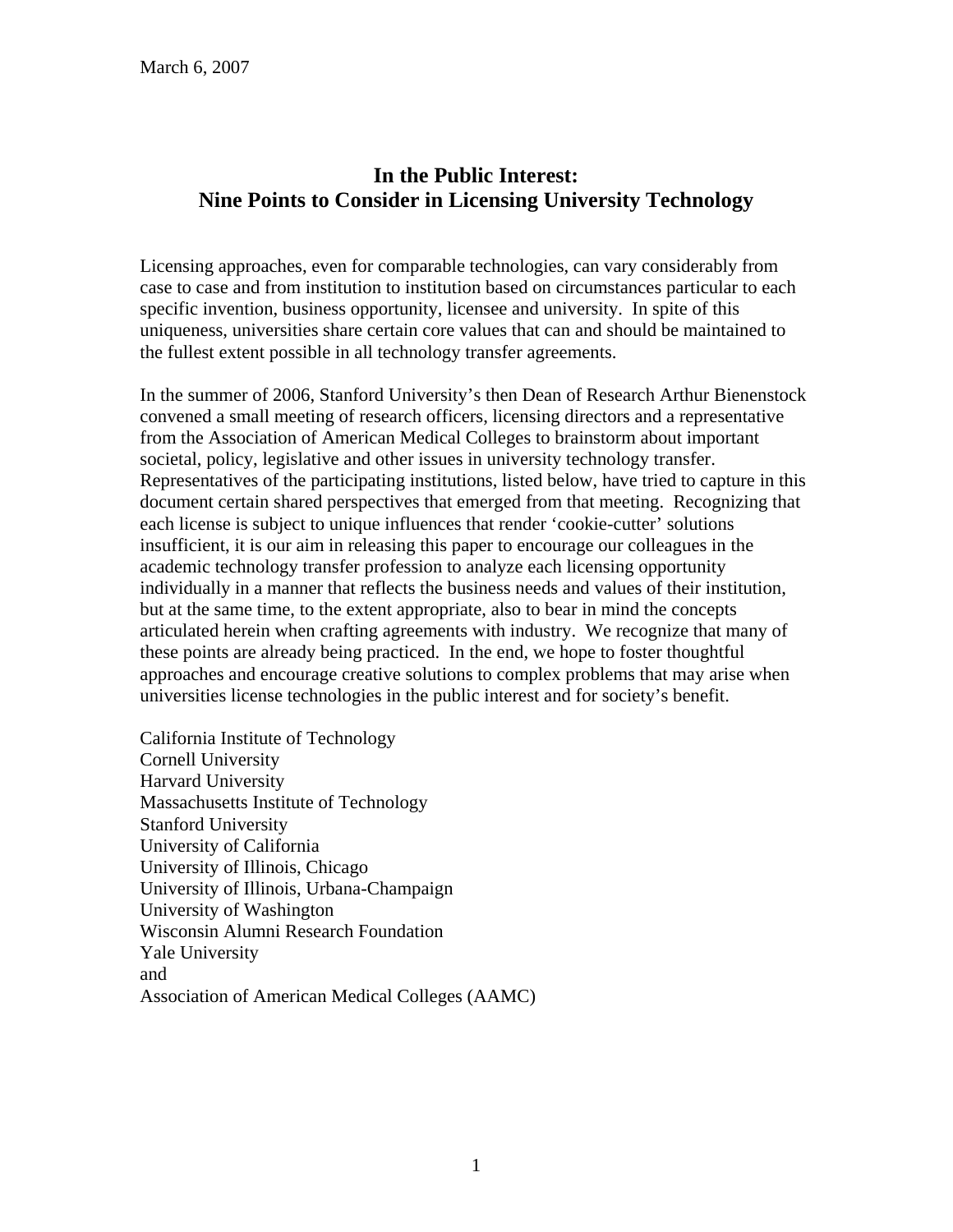March 6, 2007

# In the Public Interest: Nine Points to Consider in Licensing University Technology

Licensing approaches, even for comparable technologies, can vary considerably from case to case and from institution to institution based on circumstances particular to each specific invention, business opportunity, licensee and university. In spite of this uniqueness, universities share certain core values that can and should be maintained to the fullest extent possible in all technology transfer agreements.

In the summer of 2006, Stanford University's then Dean of Research Arthur Bienenstock convened a small meeting of research officers, licensing directors and a representative from the Association of American Medical Colleges to brainstorm about important societal, policy, legislative and other issues in university technology transfer. Representatives of the participating institutions, listed below, have tried to capture in this document certain shared perspectives that emerged from that meeting. Recognizing that each license is subject to unique influences that render 'cookie-cutter' solutions insufficient, it is our aim in releasing this paper to encourage our colleagues in the academic technology transfer profession to analyze each licensing opportunity individually in a manner that reflects the business needs and values of their institution, but at the same time, to the extent appropriate, also to bear in mind the concepts articulated herein when crafting agreements with industry. We recognize that many of these points are already being practiced. In the end, we hope to foster thoughtful approaches and encourage creative solutions to complex problems that may arise when universities license technologies in the public interest and for society's benefit.

California Institute of Technology
Cornell University
Harvard University
Massachusetts Institute of Technology
Stanford University
University of California
University of Illinois, Chicago
University of Illinois, Urbana-Champaign
University of Washington
Wisconsin Alumni Research Foundation
Yale University
and
Association of American Medical Colleges (AAMC)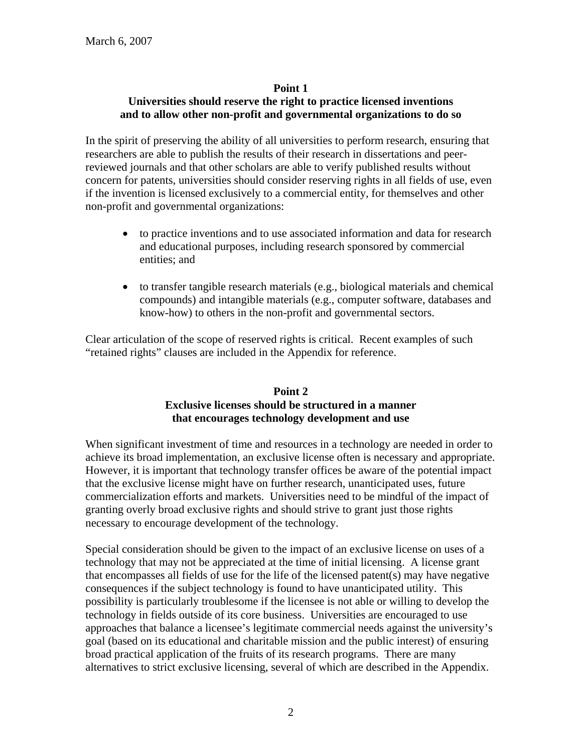## Point 1
## Universities should reserve the right to practice licensed inventions and to allow other non-profit and governmental organizations to do so

In the spirit of preserving the ability of all universities to perform research, ensuring that researchers are able to publish the results of their research in dissertations and peer-reviewed journals and that other scholars are able to verify published results without concern for patents, universities should consider reserving rights in all fields of use, even if the invention is licensed exclusively to a commercial entity, for themselves and other non-profit and governmental organizations:

- to practice inventions and to use associated information and data for research and educational purposes, including research sponsored by commercial entities; and
- to transfer tangible research materials (e.g., biological materials and chemical compounds) and intangible materials (e.g., computer software, databases and know-how) to others in the non-profit and governmental sectors.

Clear articulation of the scope of reserved rights is critical. Recent examples of such "retained rights" clauses are included in the Appendix for reference.

## Point 2
## Exclusive licenses should be structured in a manner that encourages technology development and use

When significant investment of time and resources in a technology are needed in order to achieve its broad implementation, an exclusive license often is necessary and appropriate. However, it is important that technology transfer offices be aware of the potential impact that the exclusive license might have on further research, unanticipated uses, future commercialization efforts and markets. Universities need to be mindful of the impact of granting overly broad exclusive rights and should strive to grant just those rights necessary to encourage development of the technology.

Special consideration should be given to the impact of an exclusive license on uses of a technology that may not be appreciated at the time of initial licensing. A license grant that encompasses all fields of use for the life of the licensed patent(s) may have negative consequences if the subject technology is found to have unanticipated utility. This possibility is particularly troublesome if the licensee is not able or willing to develop the technology in fields outside of its core business. Universities are encouraged to use approaches that balance a licensee's legitimate commercial needs against the university's goal (based on its educational and charitable mission and the public interest) of ensuring broad practical application of the fruits of its research programs. There are many alternatives to strict exclusive licensing, several of which are described in the Appendix.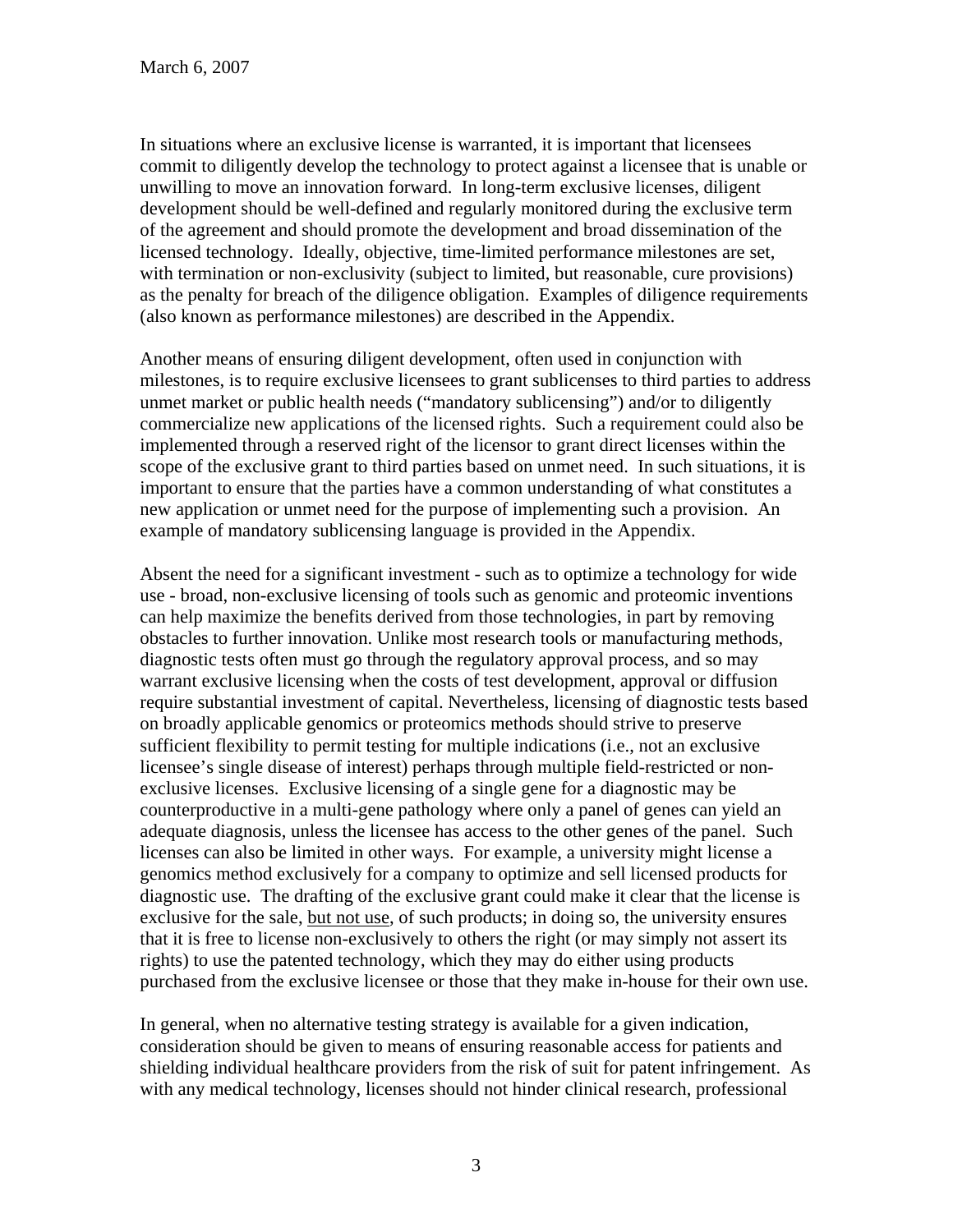In situations where an exclusive license is warranted, it is important that licensees commit to diligently develop the technology to protect against a licensee that is unable or unwilling to move an innovation forward. In long-term exclusive licenses, diligent development should be well-defined and regularly monitored during the exclusive term of the agreement and should promote the development and broad dissemination of the licensed technology. Ideally, objective, time-limited performance milestones are set, with termination or non-exclusivity (subject to limited, but reasonable, cure provisions) as the penalty for breach of the diligence obligation. Examples of diligence requirements (also known as performance milestones) are described in the Appendix.

Another means of ensuring diligent development, often used in conjunction with milestones, is to require exclusive licensees to grant sublicenses to third parties to address unmet market or public health needs ("mandatory sublicensing") and/or to diligently commercialize new applications of the licensed rights. Such a requirement could also be implemented through a reserved right of the licensor to grant direct licenses within the scope of the exclusive grant to third parties based on unmet need. In such situations, it is important to ensure that the parties have a common understanding of what constitutes a new application or unmet need for the purpose of implementing such a provision. An example of mandatory sublicensing language is provided in the Appendix.

Absent the need for a significant investment - such as to optimize a technology for wide use - broad, non-exclusive licensing of tools such as genomic and proteomic inventions can help maximize the benefits derived from those technologies, in part by removing obstacles to further innovation. Unlike most research tools or manufacturing methods, diagnostic tests often must go through the regulatory approval process, and so may warrant exclusive licensing when the costs of test development, approval or diffusion require substantial investment of capital. Nevertheless, licensing of diagnostic tests based on broadly applicable genomics or proteomics methods should strive to preserve sufficient flexibility to permit testing for multiple indications (i.e., not an exclusive licensee's single disease of interest) perhaps through multiple field-restricted or non-exclusive licenses. Exclusive licensing of a single gene for a diagnostic may be counterproductive in a multi-gene pathology where only a panel of genes can yield an adequate diagnosis, unless the licensee has access to the other genes of the panel. Such licenses can also be limited in other ways. For example, a university might license a genomics method exclusively for a company to optimize and sell licensed products for diagnostic use. The drafting of the exclusive grant could make it clear that the license is exclusive for the sale, <u>but not use</u>, of such products; in doing so, the university ensures that it is free to license non-exclusively to others the right (or may simply not assert its rights) to use the patented technology, which they may do either using products purchased from the exclusive licensee or those that they make in-house for their own use.

In general, when no alternative testing strategy is available for a given indication, consideration should be given to means of ensuring reasonable access for patients and shielding individual healthcare providers from the risk of suit for patent infringement. As with any medical technology, licenses should not hinder clinical research, professional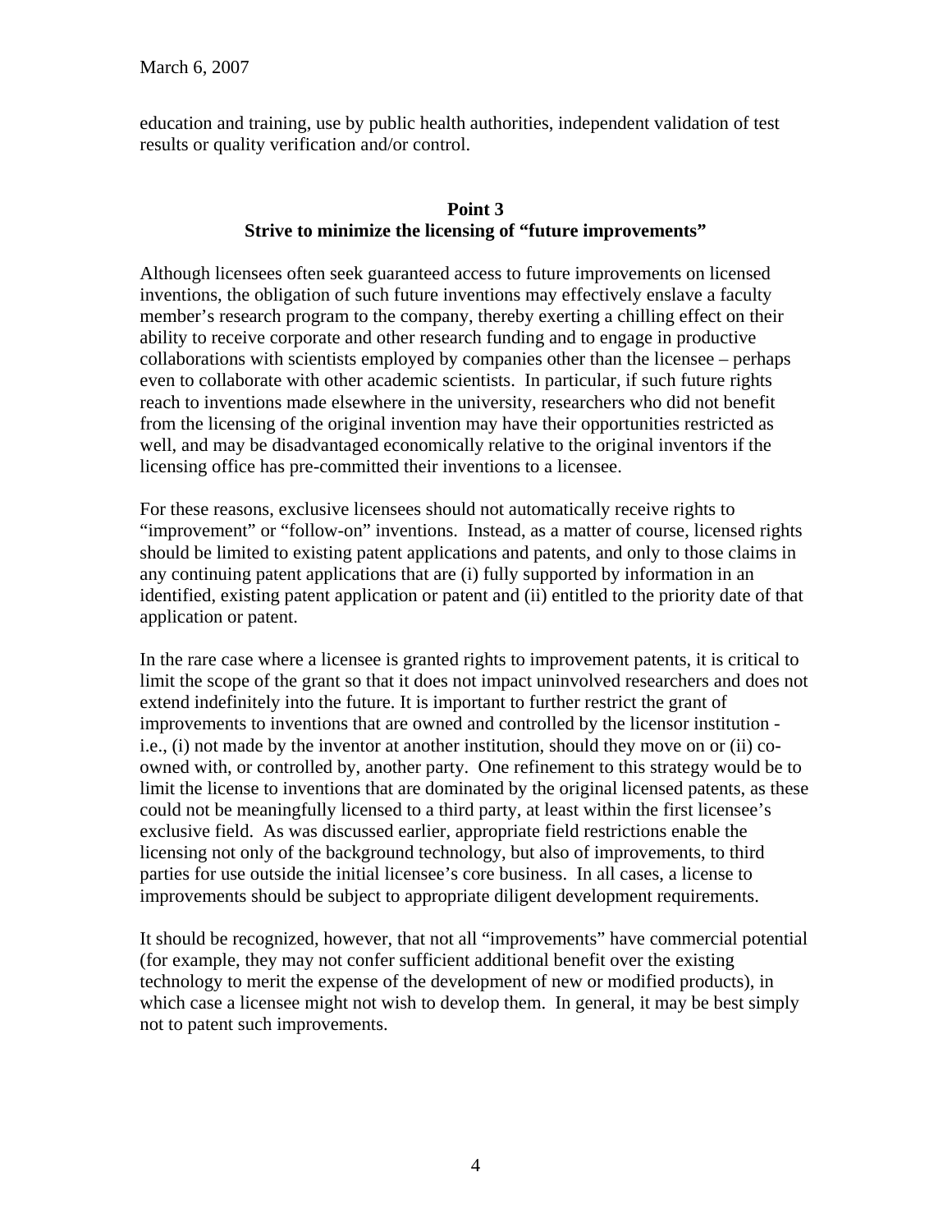education and training, use by public health authorities, independent validation of test results or quality verification and/or control.

## Point 3
## Strive to minimize the licensing of "future improvements"

Although licensees often seek guaranteed access to future improvements on licensed inventions, the obligation of such future inventions may effectively enslave a faculty member's research program to the company, thereby exerting a chilling effect on their ability to receive corporate and other research funding and to engage in productive collaborations with scientists employed by companies other than the licensee – perhaps even to collaborate with other academic scientists. In particular, if such future rights reach to inventions made elsewhere in the university, researchers who did not benefit from the licensing of the original invention may have their opportunities restricted as well, and may be disadvantaged economically relative to the original inventors if the licensing office has pre-committed their inventions to a licensee.

For these reasons, exclusive licensees should not automatically receive rights to "improvement" or "follow-on" inventions. Instead, as a matter of course, licensed rights should be limited to existing patent applications and patents, and only to those claims in any continuing patent applications that are (i) fully supported by information in an identified, existing patent application or patent and (ii) entitled to the priority date of that application or patent.

In the rare case where a licensee is granted rights to improvement patents, it is critical to limit the scope of the grant so that it does not impact uninvolved researchers and does not extend indefinitely into the future. It is important to further restrict the grant of improvements to inventions that are owned and controlled by the licensor institution - i.e., (i) not made by the inventor at another institution, should they move on or (ii) co-owned with, or controlled by, another party. One refinement to this strategy would be to limit the license to inventions that are dominated by the original licensed patents, as these could not be meaningfully licensed to a third party, at least within the first licensee's exclusive field. As was discussed earlier, appropriate field restrictions enable the licensing not only of the background technology, but also of improvements, to third parties for use outside the initial licensee's core business. In all cases, a license to improvements should be subject to appropriate diligent development requirements.

It should be recognized, however, that not all "improvements" have commercial potential (for example, they may not confer sufficient additional benefit over the existing technology to merit the expense of the development of new or modified products), in which case a licensee might not wish to develop them. In general, it may be best simply not to patent such improvements.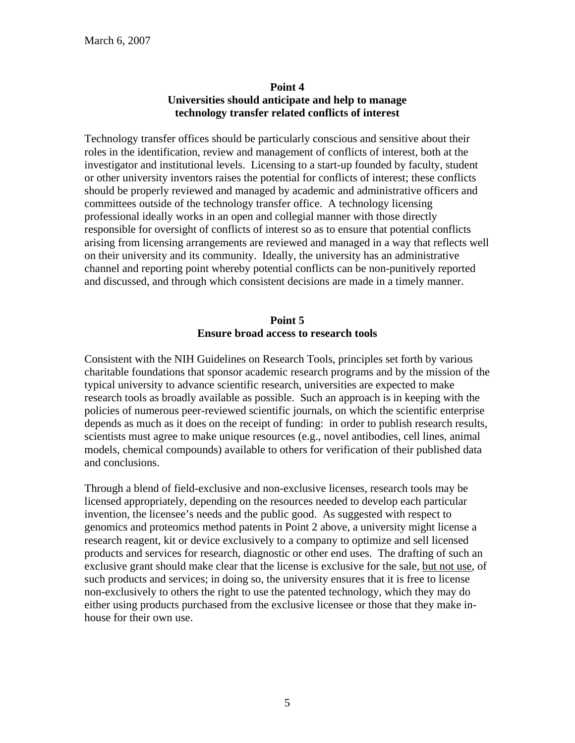## Point 4
## Universities should anticipate and help to manage technology transfer related conflicts of interest

Technology transfer offices should be particularly conscious and sensitive about their roles in the identification, review and management of conflicts of interest, both at the investigator and institutional levels. Licensing to a start-up founded by faculty, student or other university inventors raises the potential for conflicts of interest; these conflicts should be properly reviewed and managed by academic and administrative officers and committees outside of the technology transfer office. A technology licensing professional ideally works in an open and collegial manner with those directly responsible for oversight of conflicts of interest so as to ensure that potential conflicts arising from licensing arrangements are reviewed and managed in a way that reflects well on their university and its community. Ideally, the university has an administrative channel and reporting point whereby potential conflicts can be non-punitively reported and discussed, and through which consistent decisions are made in a timely manner.

## Point 5
## Ensure broad access to research tools

Consistent with the NIH Guidelines on Research Tools, principles set forth by various charitable foundations that sponsor academic research programs and by the mission of the typical university to advance scientific research, universities are expected to make research tools as broadly available as possible. Such an approach is in keeping with the policies of numerous peer-reviewed scientific journals, on which the scientific enterprise depends as much as it does on the receipt of funding: in order to publish research results, scientists must agree to make unique resources (e.g., novel antibodies, cell lines, animal models, chemical compounds) available to others for verification of their published data and conclusions.

Through a blend of field-exclusive and non-exclusive licenses, research tools may be licensed appropriately, depending on the resources needed to develop each particular invention, the licensee's needs and the public good. As suggested with respect to genomics and proteomics method patents in Point 2 above, a university might license a research reagent, kit or device exclusively to a company to optimize and sell licensed products and services for research, diagnostic or other end uses. The drafting of such an exclusive grant should make clear that the license is exclusive for the sale, <u>but not use</u>, of such products and services; in doing so, the university ensures that it is free to license non-exclusively to others the right to use the patented technology, which they may do either using products purchased from the exclusive licensee or those that they make in-house for their own use.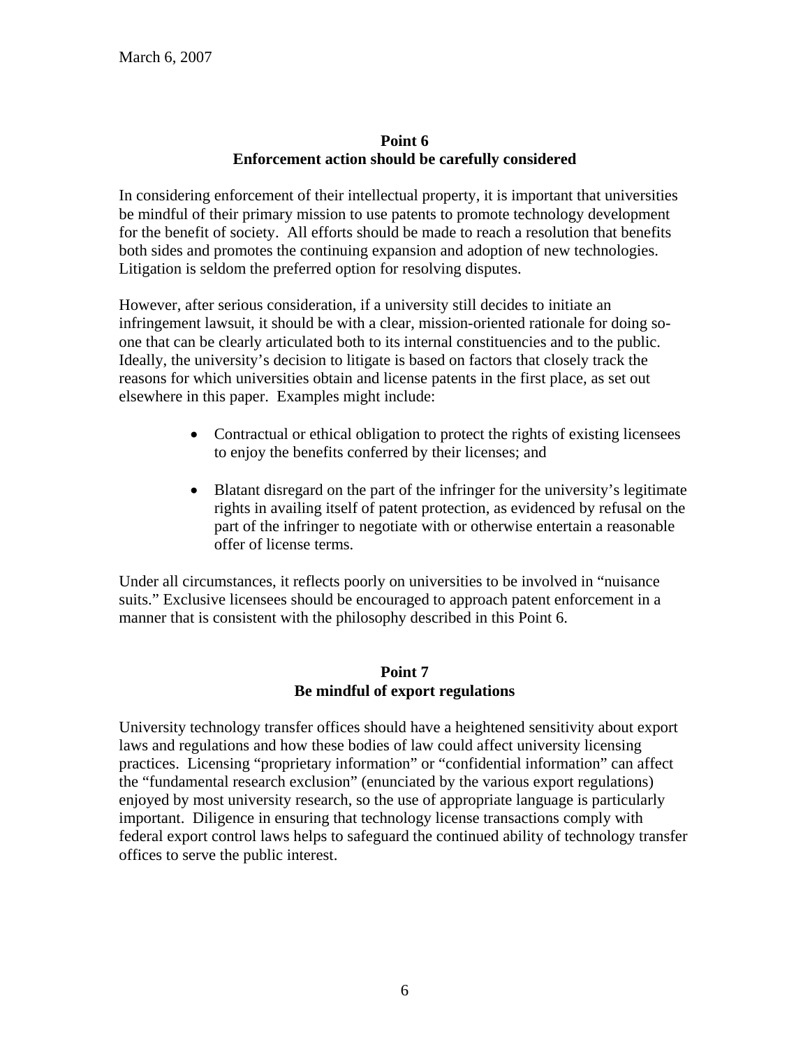## Point 6
## Enforcement action should be carefully considered

In considering enforcement of their intellectual property, it is important that universities be mindful of their primary mission to use patents to promote technology development for the benefit of society. All efforts should be made to reach a resolution that benefits both sides and promotes the continuing expansion and adoption of new technologies. Litigation is seldom the preferred option for resolving disputes.

However, after serious consideration, if a university still decides to initiate an infringement lawsuit, it should be with a clear, mission-oriented rationale for doing so- one that can be clearly articulated both to its internal constituencies and to the public. Ideally, the university's decision to litigate is based on factors that closely track the reasons for which universities obtain and license patents in the first place, as set out elsewhere in this paper. Examples might include:

- Contractual or ethical obligation to protect the rights of existing licensees to enjoy the benefits conferred by their licenses; and
- Blatant disregard on the part of the infringer for the university's legitimate rights in availing itself of patent protection, as evidenced by refusal on the part of the infringer to negotiate with or otherwise entertain a reasonable offer of license terms.

Under all circumstances, it reflects poorly on universities to be involved in "nuisance suits." Exclusive licensees should be encouraged to approach patent enforcement in a manner that is consistent with the philosophy described in this Point 6.

## Point 7
## Be mindful of export regulations

University technology transfer offices should have a heightened sensitivity about export laws and regulations and how these bodies of law could affect university licensing practices. Licensing "proprietary information" or "confidential information" can affect the "fundamental research exclusion" (enunciated by the various export regulations) enjoyed by most university research, so the use of appropriate language is particularly important. Diligence in ensuring that technology license transactions comply with federal export control laws helps to safeguard the continued ability of technology transfer offices to serve the public interest.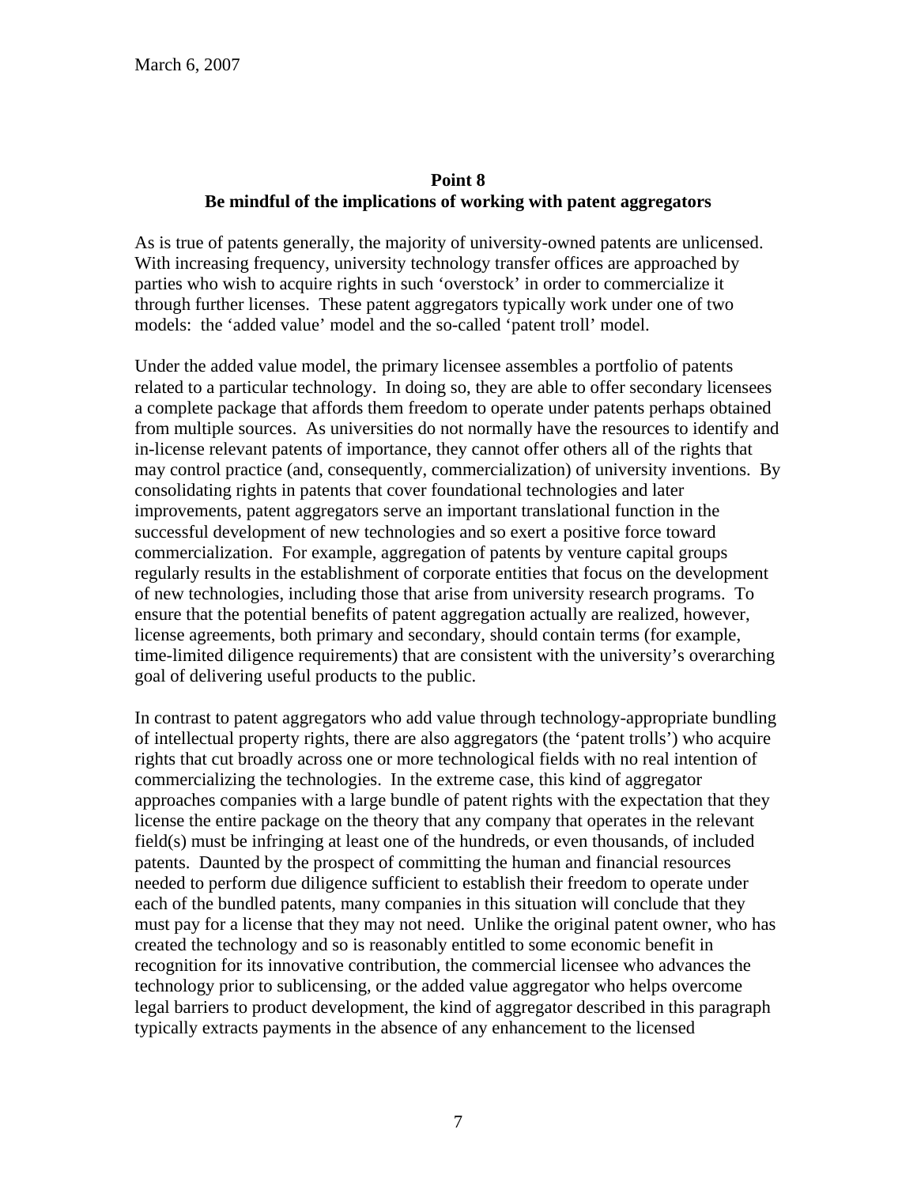## Point 8
## Be mindful of the implications of working with patent aggregators

As is true of patents generally, the majority of university-owned patents are unlicensed. With increasing frequency, university technology transfer offices are approached by parties who wish to acquire rights in such 'overstock' in order to commercialize it through further licenses. These patent aggregators typically work under one of two models: the 'added value' model and the so-called 'patent troll' model.

Under the added value model, the primary licensee assembles a portfolio of patents related to a particular technology. In doing so, they are able to offer secondary licensees a complete package that affords them freedom to operate under patents perhaps obtained from multiple sources. As universities do not normally have the resources to identify and in-license relevant patents of importance, they cannot offer others all of the rights that may control practice (and, consequently, commercialization) of university inventions. By consolidating rights in patents that cover foundational technologies and later improvements, patent aggregators serve an important translational function in the successful development of new technologies and so exert a positive force toward commercialization. For example, aggregation of patents by venture capital groups regularly results in the establishment of corporate entities that focus on the development of new technologies, including those that arise from university research programs. To ensure that the potential benefits of patent aggregation actually are realized, however, license agreements, both primary and secondary, should contain terms (for example, time-limited diligence requirements) that are consistent with the university's overarching goal of delivering useful products to the public.

In contrast to patent aggregators who add value through technology-appropriate bundling of intellectual property rights, there are also aggregators (the 'patent trolls') who acquire rights that cut broadly across one or more technological fields with no real intention of commercializing the technologies. In the extreme case, this kind of aggregator approaches companies with a large bundle of patent rights with the expectation that they license the entire package on the theory that any company that operates in the relevant field(s) must be infringing at least one of the hundreds, or even thousands, of included patents. Daunted by the prospect of committing the human and financial resources needed to perform due diligence sufficient to establish their freedom to operate under each of the bundled patents, many companies in this situation will conclude that they must pay for a license that they may not need. Unlike the original patent owner, who has created the technology and so is reasonably entitled to some economic benefit in recognition for its innovative contribution, the commercial licensee who advances the technology prior to sublicensing, or the added value aggregator who helps overcome legal barriers to product development, the kind of aggregator described in this paragraph typically extracts payments in the absence of any enhancement to the licensed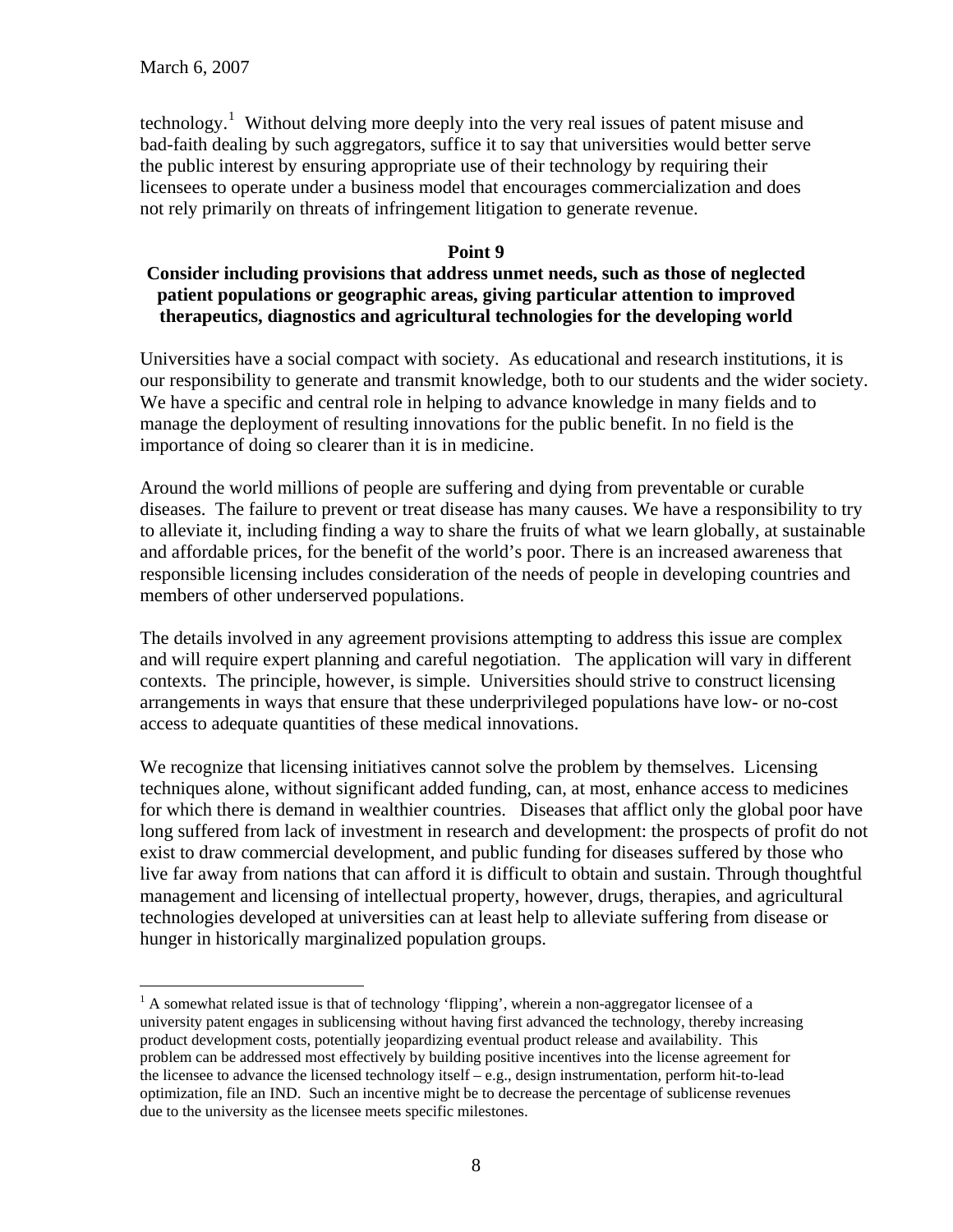technology.[1] Without delving more deeply into the very real issues of patent misuse and bad-faith dealing by such aggregators, suffice it to say that universities would better serve the public interest by ensuring appropriate use of their technology by requiring their licensees to operate under a business model that encourages commercialization and does not rely primarily on threats of infringement litigation to generate revenue.

## Point 9

**Consider including provisions that address unmet needs, such as those of neglected patient populations or geographic areas, giving particular attention to improved therapeutics, diagnostics and agricultural technologies for the developing world**

Universities have a social compact with society. As educational and research institutions, it is our responsibility to generate and transmit knowledge, both to our students and the wider society. We have a specific and central role in helping to advance knowledge in many fields and to manage the deployment of resulting innovations for the public benefit. In no field is the importance of doing so clearer than it is in medicine.

Around the world millions of people are suffering and dying from preventable or curable diseases. The failure to prevent or treat disease has many causes. We have a responsibility to try to alleviate it, including finding a way to share the fruits of what we learn globally, at sustainable and affordable prices, for the benefit of the world's poor. There is an increased awareness that responsible licensing includes consideration of the needs of people in developing countries and members of other underserved populations.

The details involved in any agreement provisions attempting to address this issue are complex and will require expert planning and careful negotiation. The application will vary in different contexts. The principle, however, is simple. Universities should strive to construct licensing arrangements in ways that ensure that these underprivileged populations have low- or no-cost access to adequate quantities of these medical innovations.

We recognize that licensing initiatives cannot solve the problem by themselves. Licensing techniques alone, without significant added funding, can, at most, enhance access to medicines for which there is demand in wealthier countries. Diseases that afflict only the global poor have long suffered from lack of investment in research and development: the prospects of profit do not exist to draw commercial development, and public funding for diseases suffered by those who live far away from nations that can afford it is difficult to obtain and sustain. Through thoughtful management and licensing of intellectual property, however, drugs, therapies, and agricultural technologies developed at universities can at least help to alleviate suffering from disease or hunger in historically marginalized population groups.

---

[1] A somewhat related issue is that of technology 'flipping', wherein a non-aggregator licensee of a university patent engages in sublicensing without having first advanced the technology, thereby increasing product development costs, potentially jeopardizing eventual product release and availability. This problem can be addressed most effectively by building positive incentives into the license agreement for the licensee to advance the licensed technology itself – e.g., design instrumentation, perform hit-to-lead optimization, file an IND. Such an incentive might be to decrease the percentage of sublicense revenues due to the university as the licensee meets specific milestones.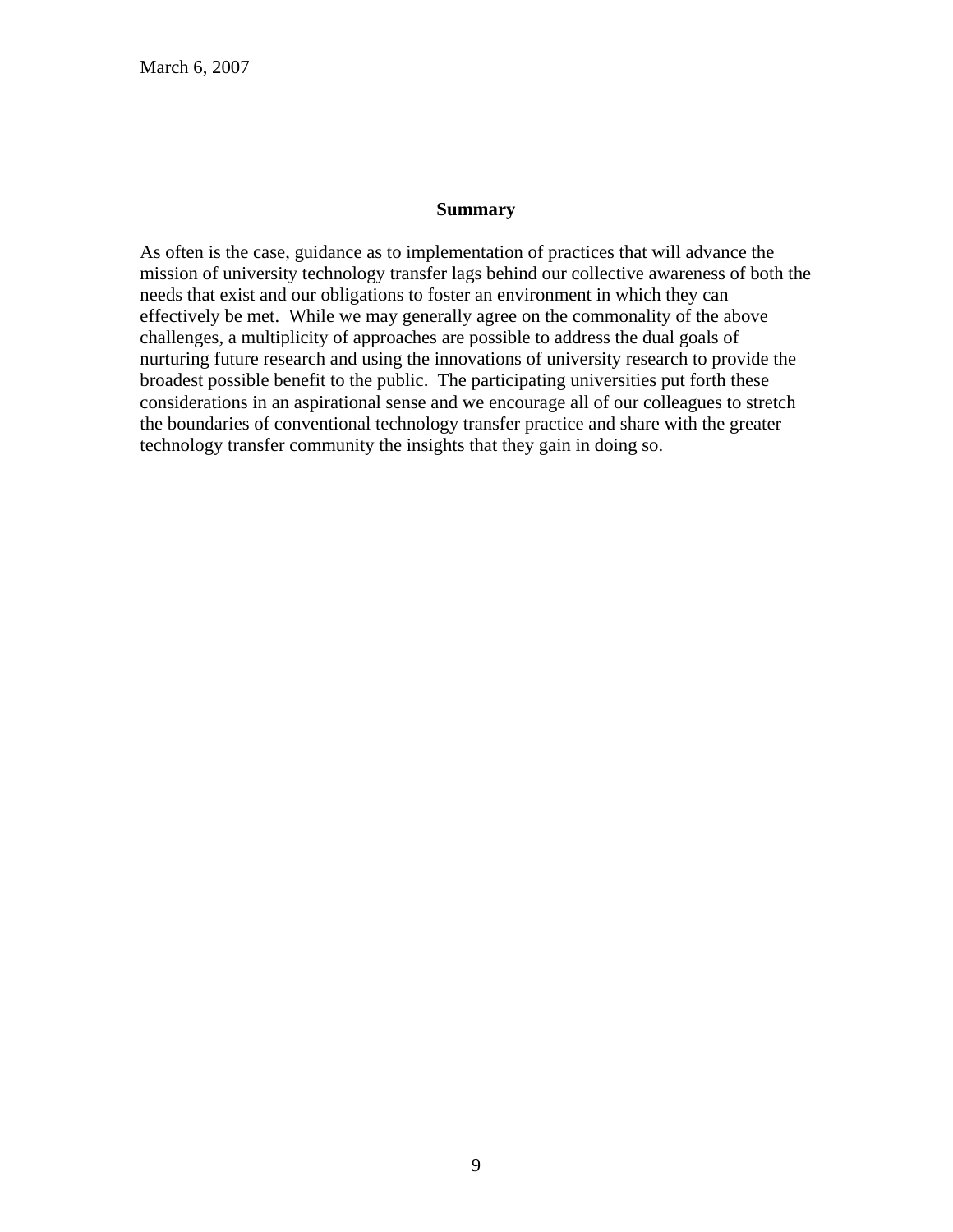## Summary

As often is the case, guidance as to implementation of practices that will advance the mission of university technology transfer lags behind our collective awareness of both the needs that exist and our obligations to foster an environment in which they can effectively be met. While we may generally agree on the commonality of the above challenges, a multiplicity of approaches are possible to address the dual goals of nurturing future research and using the innovations of university research to provide the broadest possible benefit to the public. The participating universities put forth these considerations in an aspirational sense and we encourage all of our colleagues to stretch the boundaries of conventional technology transfer practice and share with the greater technology transfer community the insights that they gain in doing so.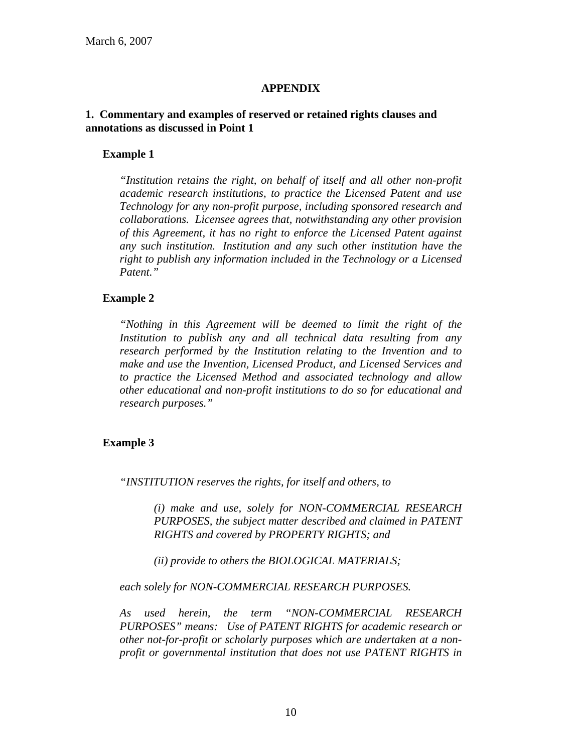March 6, 2007

**APPENDIX**

**1. Commentary and examples of reserved or retained rights clauses and annotations as discussed in Point 1**

**Example 1**

*"Institution retains the right, on behalf of itself and all other non-profit academic research institutions, to practice the Licensed Patent and use Technology for any non-profit purpose, including sponsored research and collaborations. Licensee agrees that, notwithstanding any other provision of this Agreement, it has no right to enforce the Licensed Patent against any such institution. Institution and any such other institution have the right to publish any information included in the Technology or a Licensed Patent."*

**Example 2**

*"Nothing in this Agreement will be deemed to limit the right of the Institution to publish any and all technical data resulting from any research performed by the Institution relating to the Invention and to make and use the Invention, Licensed Product, and Licensed Services and to practice the Licensed Method and associated technology and allow other educational and non-profit institutions to do so for educational and research purposes."*

**Example 3**

*"INSTITUTION reserves the rights, for itself and others, to*

> *(i) make and use, solely for NON-COMMERCIAL RESEARCH PURPOSES, the subject matter described and claimed in PATENT RIGHTS and covered by PROPERTY RIGHTS; and*
>
> *(ii) provide to others the BIOLOGICAL MATERIALS;*

*each solely for NON-COMMERCIAL RESEARCH PURPOSES.*

*As used herein, the term "NON-COMMERCIAL RESEARCH PURPOSES" means: Use of PATENT RIGHTS for academic research or other not-for-profit or scholarly purposes which are undertaken at a non-profit or governmental institution that does not use PATENT RIGHTS in*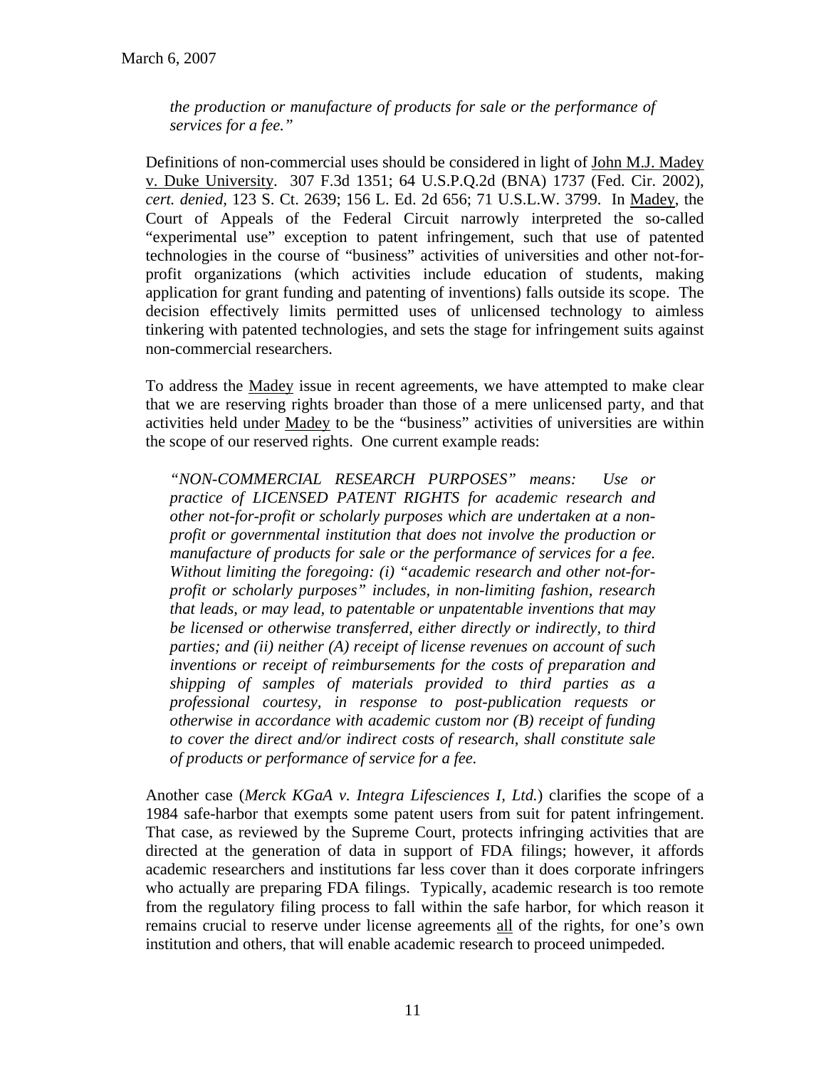*the production or manufacture of products for sale or the performance of services for a fee."*

Definitions of non-commercial uses should be considered in light of John M.J. Madey v. Duke University. 307 F.3d 1351; 64 U.S.P.Q.2d (BNA) 1737 (Fed. Cir. 2002), *cert. denied,* 123 S. Ct. 2639; 156 L. Ed. 2d 656; 71 U.S.L.W. 3799. In Madey, the Court of Appeals of the Federal Circuit narrowly interpreted the so-called "experimental use" exception to patent infringement, such that use of patented technologies in the course of "business" activities of universities and other not-for-profit organizations (which activities include education of students, making application for grant funding and patenting of inventions) falls outside its scope. The decision effectively limits permitted uses of unlicensed technology to aimless tinkering with patented technologies, and sets the stage for infringement suits against non-commercial researchers.

To address the Madey issue in recent agreements, we have attempted to make clear that we are reserving rights broader than those of a mere unlicensed party, and that activities held under Madey to be the "business" activities of universities are within the scope of our reserved rights. One current example reads:

> *"NON-COMMERCIAL RESEARCH PURPOSES" means: Use or practice of LICENSED PATENT RIGHTS for academic research and other not-for-profit or scholarly purposes which are undertaken at a non-profit or governmental institution that does not involve the production or manufacture of products for sale or the performance of services for a fee. Without limiting the foregoing: (i) "academic research and other not-for-profit or scholarly purposes" includes, in non-limiting fashion, research that leads, or may lead, to patentable or unpatentable inventions that may be licensed or otherwise transferred, either directly or indirectly, to third parties; and (ii) neither (A) receipt of license revenues on account of such inventions or receipt of reimbursements for the costs of preparation and shipping of samples of materials provided to third parties as a professional courtesy, in response to post-publication requests or otherwise in accordance with academic custom nor (B) receipt of funding to cover the direct and/or indirect costs of research, shall constitute sale of products or performance of service for a fee.*

Another case (*Merck KGaA v. Integra Lifesciences I, Ltd.*) clarifies the scope of a 1984 safe-harbor that exempts some patent users from suit for patent infringement. That case, as reviewed by the Supreme Court, protects infringing activities that are directed at the generation of data in support of FDA filings; however, it affords academic researchers and institutions far less cover than it does corporate infringers who actually are preparing FDA filings. Typically, academic research is too remote from the regulatory filing process to fall within the safe harbor, for which reason it remains crucial to reserve under license agreements all of the rights, for one's own institution and others, that will enable academic research to proceed unimpeded.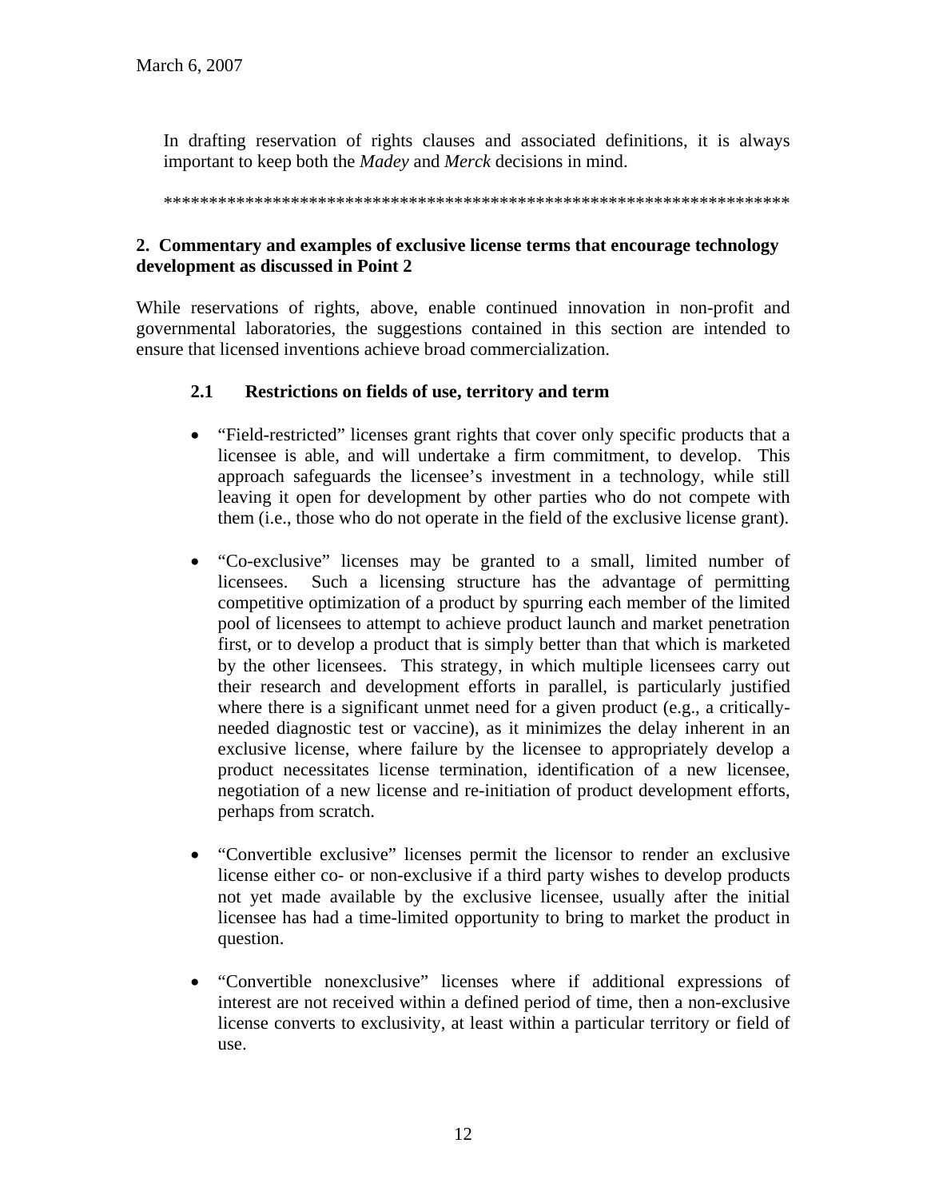March 6, 2007

In drafting reservation of rights clauses and associated definitions, it is always important to keep both the *Madey* and *Merck* decisions in mind.

**********************************************************************

## 2. Commentary and examples of exclusive license terms that encourage technology development as discussed in Point 2

While reservations of rights, above, enable continued innovation in non-profit and governmental laboratories, the suggestions contained in this section are intended to ensure that licensed inventions achieve broad commercialization.

### 2.1 Restrictions on fields of use, territory and term

- "Field-restricted" licenses grant rights that cover only specific products that a licensee is able, and will undertake a firm commitment, to develop. This approach safeguards the licensee's investment in a technology, while still leaving it open for development by other parties who do not compete with them (i.e., those who do not operate in the field of the exclusive license grant).

- "Co-exclusive" licenses may be granted to a small, limited number of licensees. Such a licensing structure has the advantage of permitting competitive optimization of a product by spurring each member of the limited pool of licensees to attempt to achieve product launch and market penetration first, or to develop a product that is simply better than that which is marketed by the other licensees. This strategy, in which multiple licensees carry out their research and development efforts in parallel, is particularly justified where there is a significant unmet need for a given product (e.g., a critically-needed diagnostic test or vaccine), as it minimizes the delay inherent in an exclusive license, where failure by the licensee to appropriately develop a product necessitates license termination, identification of a new licensee, negotiation of a new license and re-initiation of product development efforts, perhaps from scratch.

- "Convertible exclusive" licenses permit the licensor to render an exclusive license either co- or non-exclusive if a third party wishes to develop products not yet made available by the exclusive licensee, usually after the initial licensee has had a time-limited opportunity to bring to market the product in question.

- "Convertible nonexclusive" licenses where if additional expressions of interest are not received within a defined period of time, then a non-exclusive license converts to exclusivity, at least within a particular territory or field of use.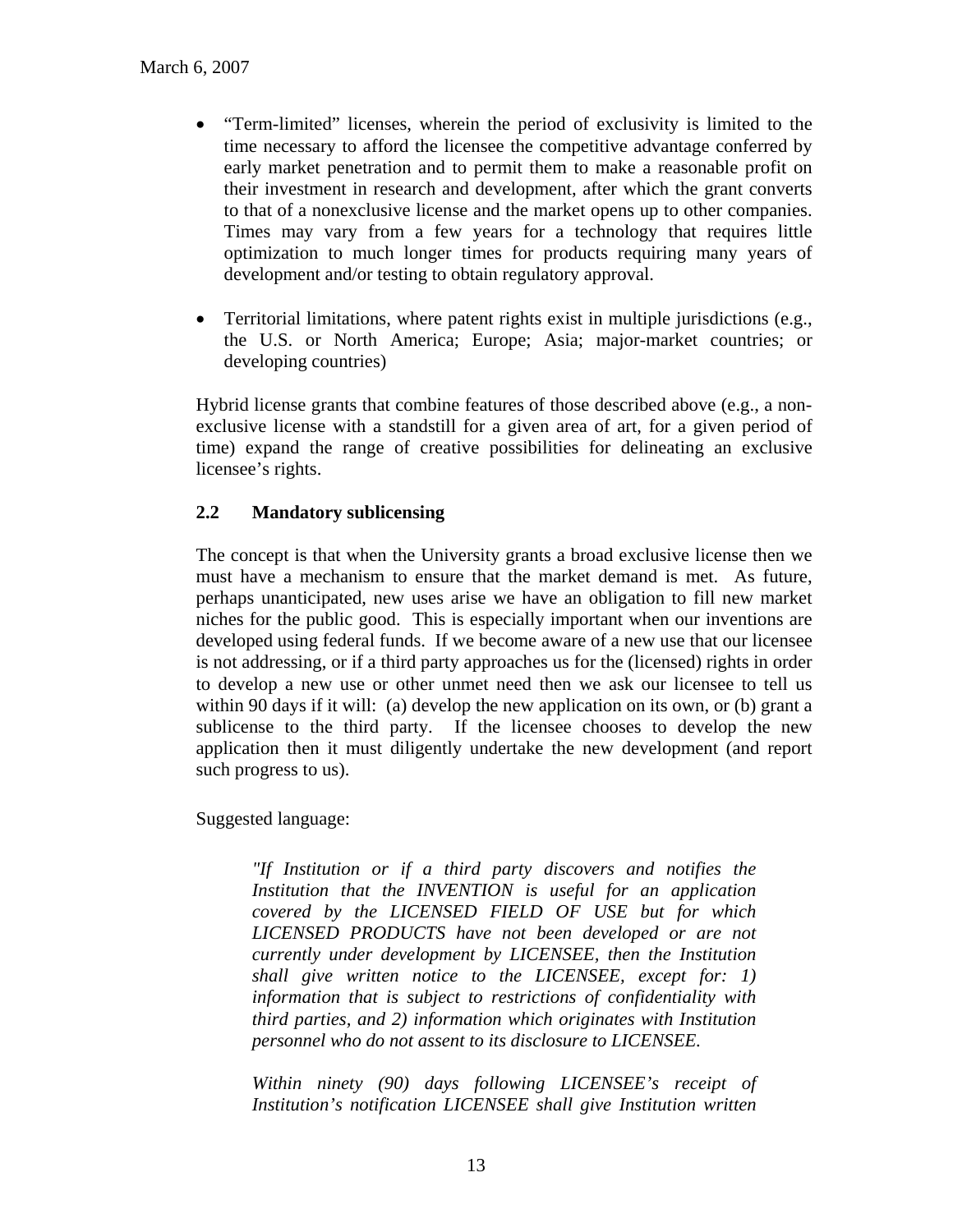- "Term-limited" licenses, wherein the period of exclusivity is limited to the time necessary to afford the licensee the competitive advantage conferred by early market penetration and to permit them to make a reasonable profit on their investment in research and development, after which the grant converts to that of a nonexclusive license and the market opens up to other companies. Times may vary from a few years for a technology that requires little optimization to much longer times for products requiring many years of development and/or testing to obtain regulatory approval.

- Territorial limitations, where patent rights exist in multiple jurisdictions (e.g., the U.S. or North America; Europe; Asia; major-market countries; or developing countries)

Hybrid license grants that combine features of those described above (e.g., a non-exclusive license with a standstill for a given area of art, for a given period of time) expand the range of creative possibilities for delineating an exclusive licensee's rights.

### 2.2 Mandatory sublicensing

The concept is that when the University grants a broad exclusive license then we must have a mechanism to ensure that the market demand is met. As future, perhaps unanticipated, new uses arise we have an obligation to fill new market niches for the public good. This is especially important when our inventions are developed using federal funds. If we become aware of a new use that our licensee is not addressing, or if a third party approaches us for the (licensed) rights in order to develop a new use or other unmet need then we ask our licensee to tell us within 90 days if it will: (a) develop the new application on its own, or (b) grant a sublicense to the third party. If the licensee chooses to develop the new application then it must diligently undertake the new development (and report such progress to us).

Suggested language:

> *"If Institution or if a third party discovers and notifies the Institution that the INVENTION is useful for an application covered by the LICENSED FIELD OF USE but for which LICENSED PRODUCTS have not been developed or are not currently under development by LICENSEE, then the Institution shall give written notice to the LICENSEE, except for: 1) information that is subject to restrictions of confidentiality with third parties, and 2) information which originates with Institution personnel who do not assent to its disclosure to LICENSEE.*
>
> *Within ninety (90) days following LICENSEE's receipt of Institution's notification LICENSEE shall give Institution written*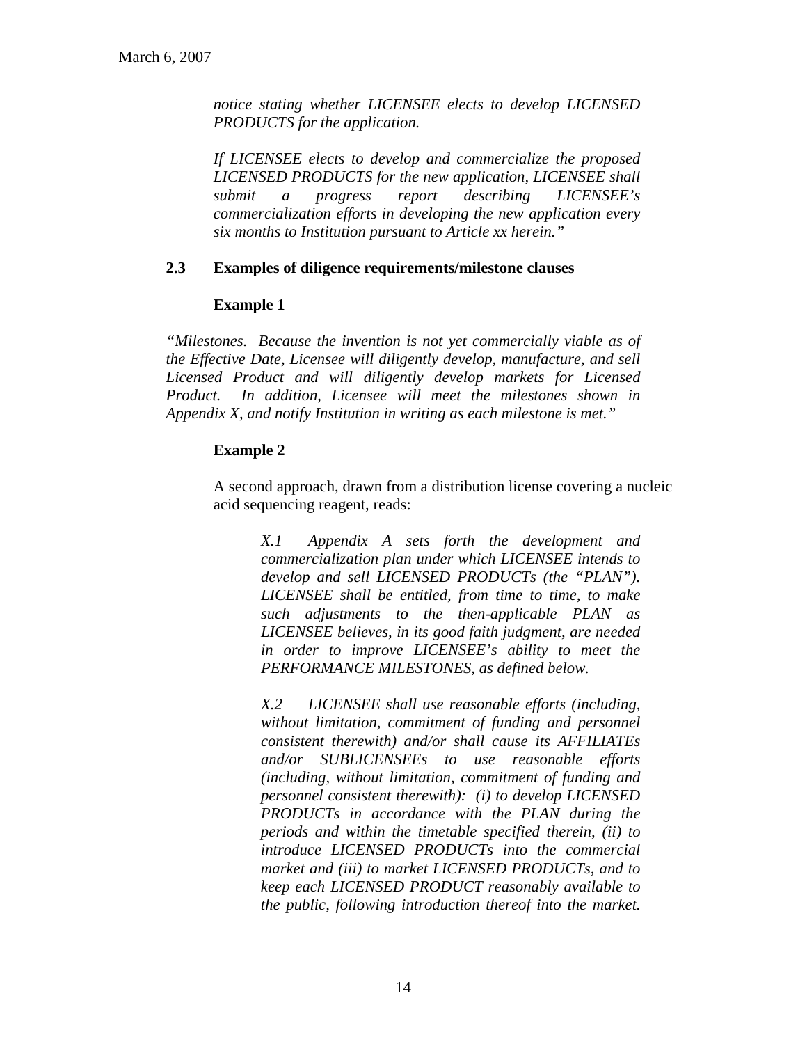*notice stating whether LICENSEE elects to develop LICENSED PRODUCTS for the application.*

*If LICENSEE elects to develop and commercialize the proposed LICENSED PRODUCTS for the new application, LICENSEE shall submit a progress report describing LICENSEE's commercialization efforts in developing the new application every six months to Institution pursuant to Article xx herein."*

### 2.3 Examples of diligence requirements/milestone clauses

**Example 1**

*"Milestones. Because the invention is not yet commercially viable as of the Effective Date, Licensee will diligently develop, manufacture, and sell Licensed Product and will diligently develop markets for Licensed Product. In addition, Licensee will meet the milestones shown in Appendix X, and notify Institution in writing as each milestone is met."*

**Example 2**

A second approach, drawn from a distribution license covering a nucleic acid sequencing reagent, reads:

> *X.1 Appendix A sets forth the development and commercialization plan under which LICENSEE intends to develop and sell LICENSED PRODUCTs (the "PLAN"). LICENSEE shall be entitled, from time to time, to make such adjustments to the then-applicable PLAN as LICENSEE believes, in its good faith judgment, are needed in order to improve LICENSEE's ability to meet the PERFORMANCE MILESTONES, as defined below.*
>
> *X.2 LICENSEE shall use reasonable efforts (including, without limitation, commitment of funding and personnel consistent therewith) and/or shall cause its AFFILIATEs and/or SUBLICENSEEs to use reasonable efforts (including, without limitation, commitment of funding and personnel consistent therewith): (i) to develop LICENSED PRODUCTs in accordance with the PLAN during the periods and within the timetable specified therein, (ii) to introduce LICENSED PRODUCTs into the commercial market and (iii) to market LICENSED PRODUCTs, and to keep each LICENSED PRODUCT reasonably available to the public, following introduction thereof into the market.*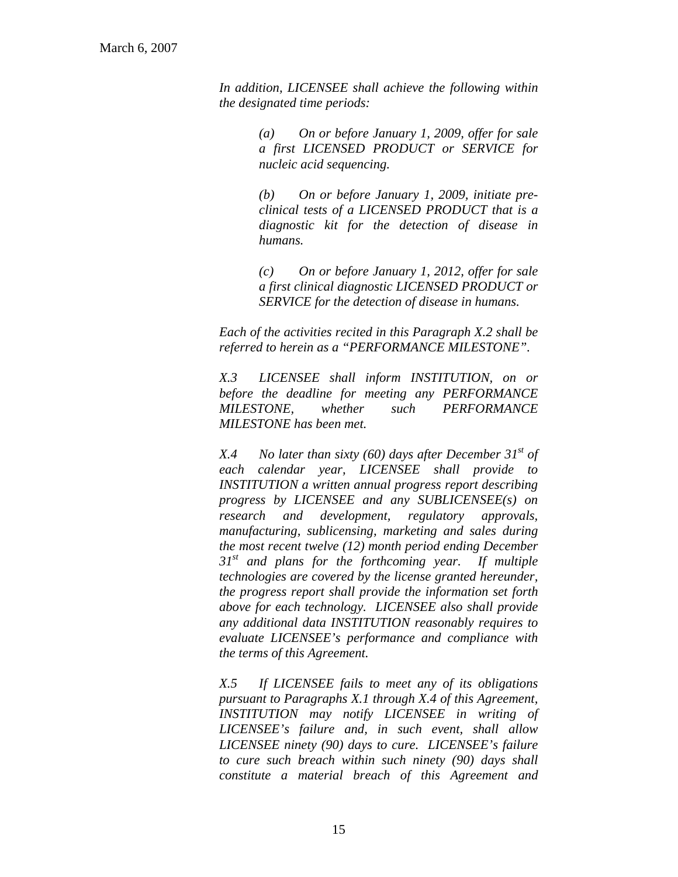*In addition, LICENSEE shall achieve the following within the designated time periods:*

> *(a) On or before January 1, 2009, offer for sale a first LICENSED PRODUCT or SERVICE for nucleic acid sequencing.*
>
> *(b) On or before January 1, 2009, initiate pre-clinical tests of a LICENSED PRODUCT that is a diagnostic kit for the detection of disease in humans.*
>
> *(c) On or before January 1, 2012, offer for sale a first clinical diagnostic LICENSED PRODUCT or SERVICE for the detection of disease in humans.*

*Each of the activities recited in this Paragraph X.2 shall be referred to herein as a "PERFORMANCE MILESTONE".*

*X.3 LICENSEE shall inform INSTITUTION, on or before the deadline for meeting any PERFORMANCE MILESTONE, whether such PERFORMANCE MILESTONE has been met.*

*X.4 No later than sixty (60) days after December 31st of each calendar year, LICENSEE shall provide to INSTITUTION a written annual progress report describing progress by LICENSEE and any SUBLICENSEE(s) on research and development, regulatory approvals, manufacturing, sublicensing, marketing and sales during the most recent twelve (12) month period ending December 31st and plans for the forthcoming year. If multiple technologies are covered by the license granted hereunder, the progress report shall provide the information set forth above for each technology. LICENSEE also shall provide any additional data INSTITUTION reasonably requires to evaluate LICENSEE's performance and compliance with the terms of this Agreement.*

*X.5 If LICENSEE fails to meet any of its obligations pursuant to Paragraphs X.1 through X.4 of this Agreement, INSTITUTION may notify LICENSEE in writing of LICENSEE's failure and, in such event, shall allow LICENSEE ninety (90) days to cure. LICENSEE's failure to cure such breach within such ninety (90) days shall constitute a material breach of this Agreement and*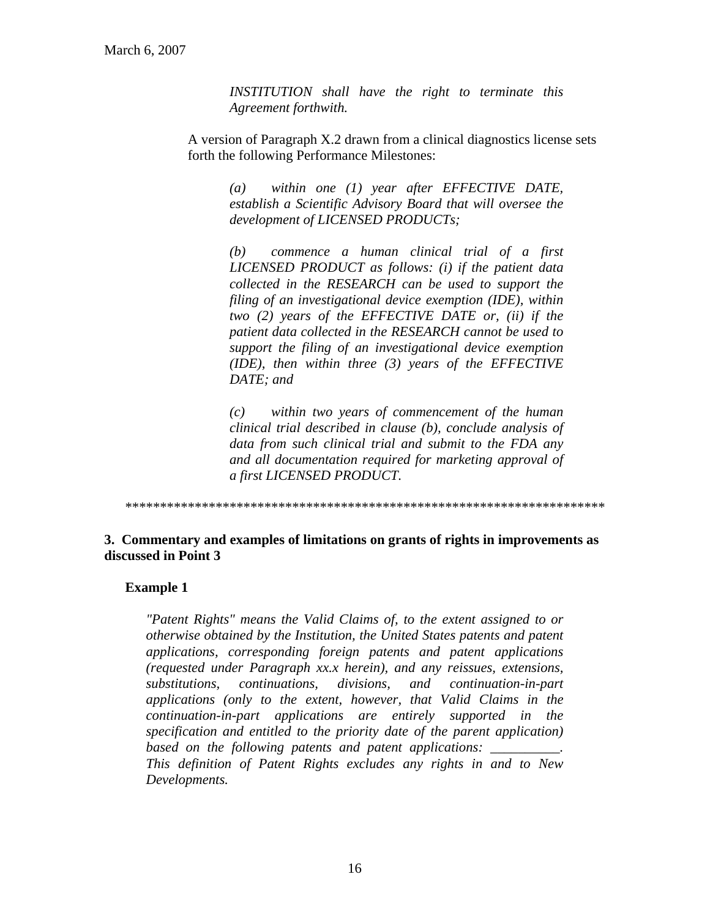*INSTITUTION shall have the right to terminate this Agreement forthwith.*

A version of Paragraph X.2 drawn from a clinical diagnostics license sets forth the following Performance Milestones:

*(a) within one (1) year after EFFECTIVE DATE, establish a Scientific Advisory Board that will oversee the development of LICENSED PRODUCTs;*

*(b) commence a human clinical trial of a first LICENSED PRODUCT as follows: (i) if the patient data collected in the RESEARCH can be used to support the filing of an investigational device exemption (IDE), within two (2) years of the EFFECTIVE DATE or, (ii) if the patient data collected in the RESEARCH cannot be used to support the filing of an investigational device exemption (IDE), then within three (3) years of the EFFECTIVE DATE; and*

*(c) within two years of commencement of the human clinical trial described in clause (b), conclude analysis of data from such clinical trial and submit to the FDA any and all documentation required for marketing approval of a first LICENSED PRODUCT.*

*****************************************************************

**3. Commentary and examples of limitations on grants of rights in improvements as discussed in Point 3**

**Example 1**

*"Patent Rights" means the Valid Claims of, to the extent assigned to or otherwise obtained by the Institution, the United States patents and patent applications, corresponding foreign patents and patent applications (requested under Paragraph xx.x herein), and any reissues, extensions, substitutions, continuations, divisions, and continuation-in-part applications (only to the extent, however, that Valid Claims in the continuation-in-part applications are entirely supported in the specification and entitled to the priority date of the parent application) based on the following patents and patent applications: __________. This definition of Patent Rights excludes any rights in and to New Developments.*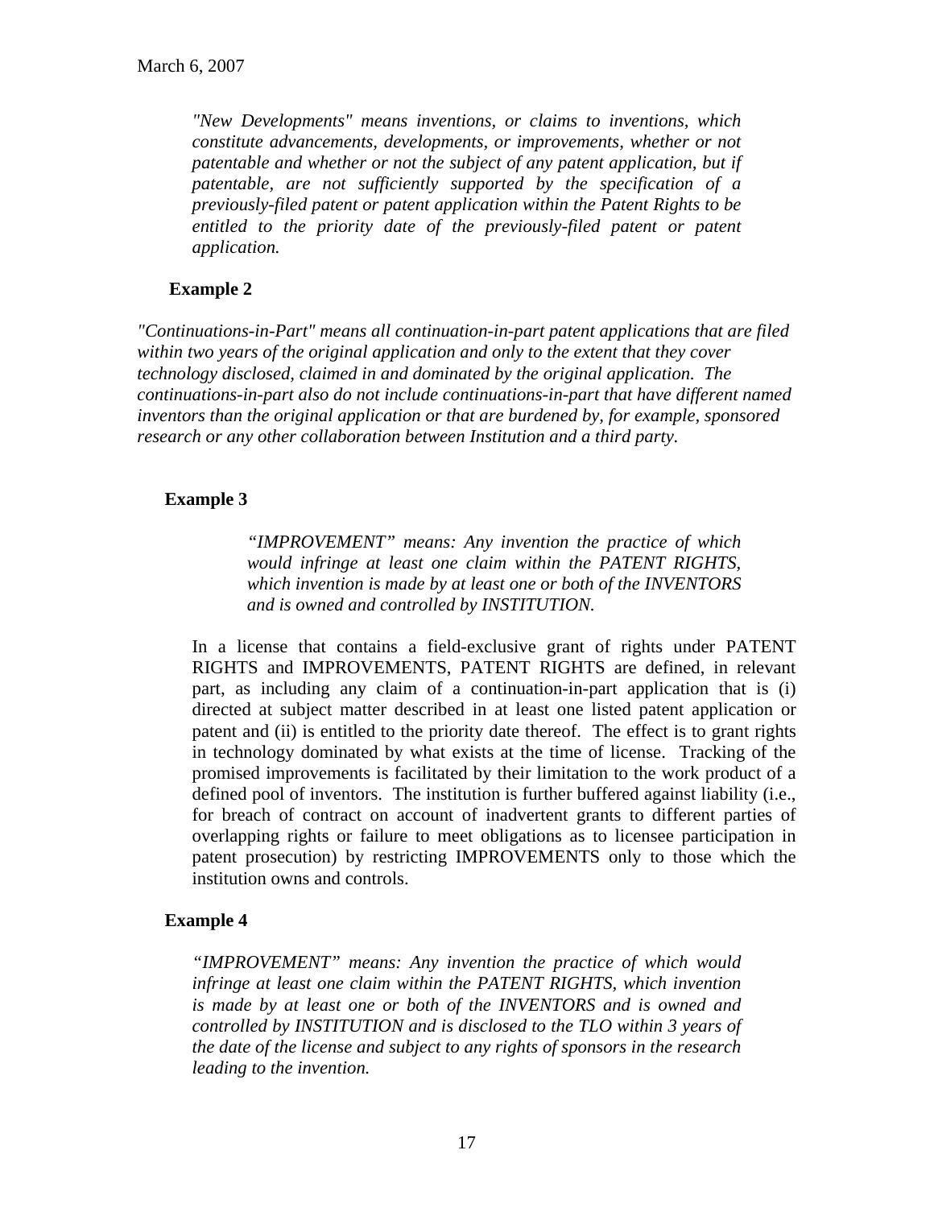*"New Developments" means inventions, or claims to inventions, which constitute advancements, developments, or improvements, whether or not patentable and whether or not the subject of any patent application, but if patentable, are not sufficiently supported by the specification of a previously-filed patent or patent application within the Patent Rights to be entitled to the priority date of the previously-filed patent or patent application.*

**Example 2**

*"Continuations-in-Part" means all continuation-in-part patent applications that are filed within two years of the original application and only to the extent that they cover technology disclosed, claimed in and dominated by the original application. The continuations-in-part also do not include continuations-in-part that have different named inventors than the original application or that are burdened by, for example, sponsored research or any other collaboration between Institution and a third party.*

**Example 3**

*"IMPROVEMENT" means: Any invention the practice of which would infringe at least one claim within the PATENT RIGHTS, which invention is made by at least one or both of the INVENTORS and is owned and controlled by INSTITUTION.*

In a license that contains a field-exclusive grant of rights under PATENT RIGHTS and IMPROVEMENTS, PATENT RIGHTS are defined, in relevant part, as including any claim of a continuation-in-part application that is (i) directed at subject matter described in at least one listed patent application or patent and (ii) is entitled to the priority date thereof. The effect is to grant rights in technology dominated by what exists at the time of license. Tracking of the promised improvements is facilitated by their limitation to the work product of a defined pool of inventors. The institution is further buffered against liability (i.e., for breach of contract on account of inadvertent grants to different parties of overlapping rights or failure to meet obligations as to licensee participation in patent prosecution) by restricting IMPROVEMENTS only to those which the institution owns and controls.

**Example 4**

*"IMPROVEMENT" means: Any invention the practice of which would infringe at least one claim within the PATENT RIGHTS, which invention is made by at least one or both of the INVENTORS and is owned and controlled by INSTITUTION and is disclosed to the TLO within 3 years of the date of the license and subject to any rights of sponsors in the research leading to the invention.*